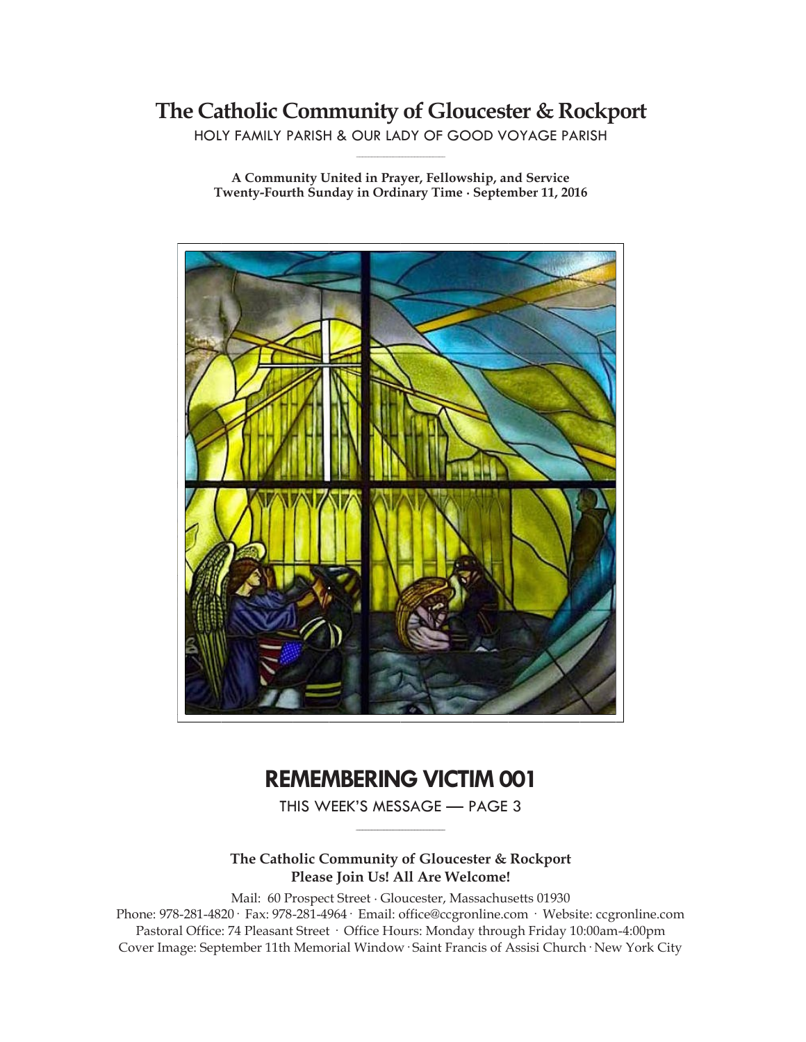# The Catholic Community of Gloucester & Rockport

HOLY FAMILY PARISH & OUR LADY OF GOOD VOYAGE PARISH

**A Community United in Prayer, Fellowship, and Service**
**Twenty-Fourth Sunday in Ordinary Time · September 11, 2016**

## REMEMBERING VICTIM 001

THIS WEEK'S MESSAGE — PAGE 3

**The Catholic Community of Gloucester & Rockport**
**Please Join Us! All Are Welcome!**

Mail: 60 Prospect Street · Gloucester, Massachusetts 01930
Phone: 978-281-4820 · Fax: 978-281-4964 · Email: office@ccgronline.com · Website: ccgronline.com
Pastoral Office: 74 Pleasant Street · Office Hours: Monday through Friday 10:00am-4:00pm
Cover Image: September 11th Memorial Window · Saint Francis of Assisi Church · New York City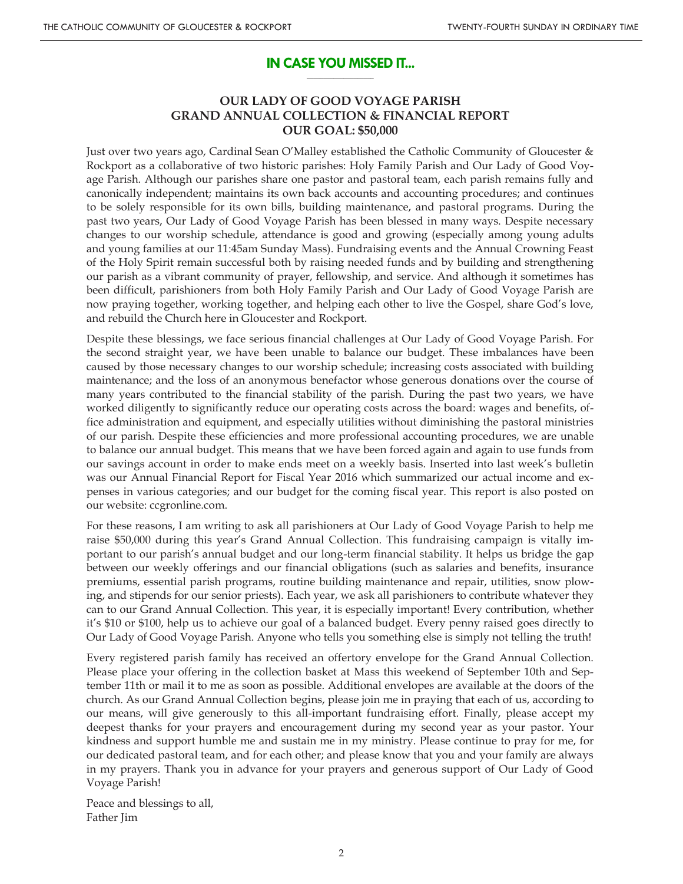## IN CASE YOU MISSED IT...

### OUR LADY OF GOOD VOYAGE PARISH
### GRAND ANNUAL COLLECTION & FINANCIAL REPORT
### OUR GOAL: $50,000

Just over two years ago, Cardinal Sean O'Malley established the Catholic Community of Gloucester & Rockport as a collaborative of two historic parishes: Holy Family Parish and Our Lady of Good Voyage Parish. Although our parishes share one pastor and pastoral team, each parish remains fully and canonically independent; maintains its own back accounts and accounting procedures; and continues to be solely responsible for its own bills, building maintenance, and pastoral programs. During the past two years, Our Lady of Good Voyage Parish has been blessed in many ways. Despite necessary changes to our worship schedule, attendance is good and growing (especially among young adults and young families at our 11:45am Sunday Mass). Fundraising events and the Annual Crowning Feast of the Holy Spirit remain successful both by raising needed funds and by building and strengthening our parish as a vibrant community of prayer, fellowship, and service. And although it sometimes has been difficult, parishioners from both Holy Family Parish and Our Lady of Good Voyage Parish are now praying together, working together, and helping each other to live the Gospel, share God's love, and rebuild the Church here in Gloucester and Rockport.

Despite these blessings, we face serious financial challenges at Our Lady of Good Voyage Parish. For the second straight year, we have been unable to balance our budget. These imbalances have been caused by those necessary changes to our worship schedule; increasing costs associated with building maintenance; and the loss of an anonymous benefactor whose generous donations over the course of many years contributed to the financial stability of the parish. During the past two years, we have worked diligently to significantly reduce our operating costs across the board: wages and benefits, office administration and equipment, and especially utilities without diminishing the pastoral ministries of our parish. Despite these efficiencies and more professional accounting procedures, we are unable to balance our annual budget. This means that we have been forced again and again to use funds from our savings account in order to make ends meet on a weekly basis. Inserted into last week's bulletin was our Annual Financial Report for Fiscal Year 2016 which summarized our actual income and expenses in various categories; and our budget for the coming fiscal year. This report is also posted on our website: ccgronline.com.

For these reasons, I am writing to ask all parishioners at Our Lady of Good Voyage Parish to help me raise $50,000 during this year's Grand Annual Collection. This fundraising campaign is vitally important to our parish's annual budget and our long-term financial stability. It helps us bridge the gap between our weekly offerings and our financial obligations (such as salaries and benefits, insurance premiums, essential parish programs, routine building maintenance and repair, utilities, snow plowing, and stipends for our senior priests). Each year, we ask all parishioners to contribute whatever they can to our Grand Annual Collection. This year, it is especially important! Every contribution, whether it's $10 or $100, help us to achieve our goal of a balanced budget. Every penny raised goes directly to Our Lady of Good Voyage Parish. Anyone who tells you something else is simply not telling the truth!

Every registered parish family has received an offertory envelope for the Grand Annual Collection. Please place your offering in the collection basket at Mass this weekend of September 10th and September 11th or mail it to me as soon as possible. Additional envelopes are available at the doors of the church. As our Grand Annual Collection begins, please join me in praying that each of us, according to our means, will give generously to this all-important fundraising effort. Finally, please accept my deepest thanks for your prayers and encouragement during my second year as your pastor. Your kindness and support humble me and sustain me in my ministry. Please continue to pray for me, for our dedicated pastoral team, and for each other; and please know that you and your family are always in my prayers. Thank you in advance for your prayers and generous support of Our Lady of Good Voyage Parish!

Peace and blessings to all,  
Father Jim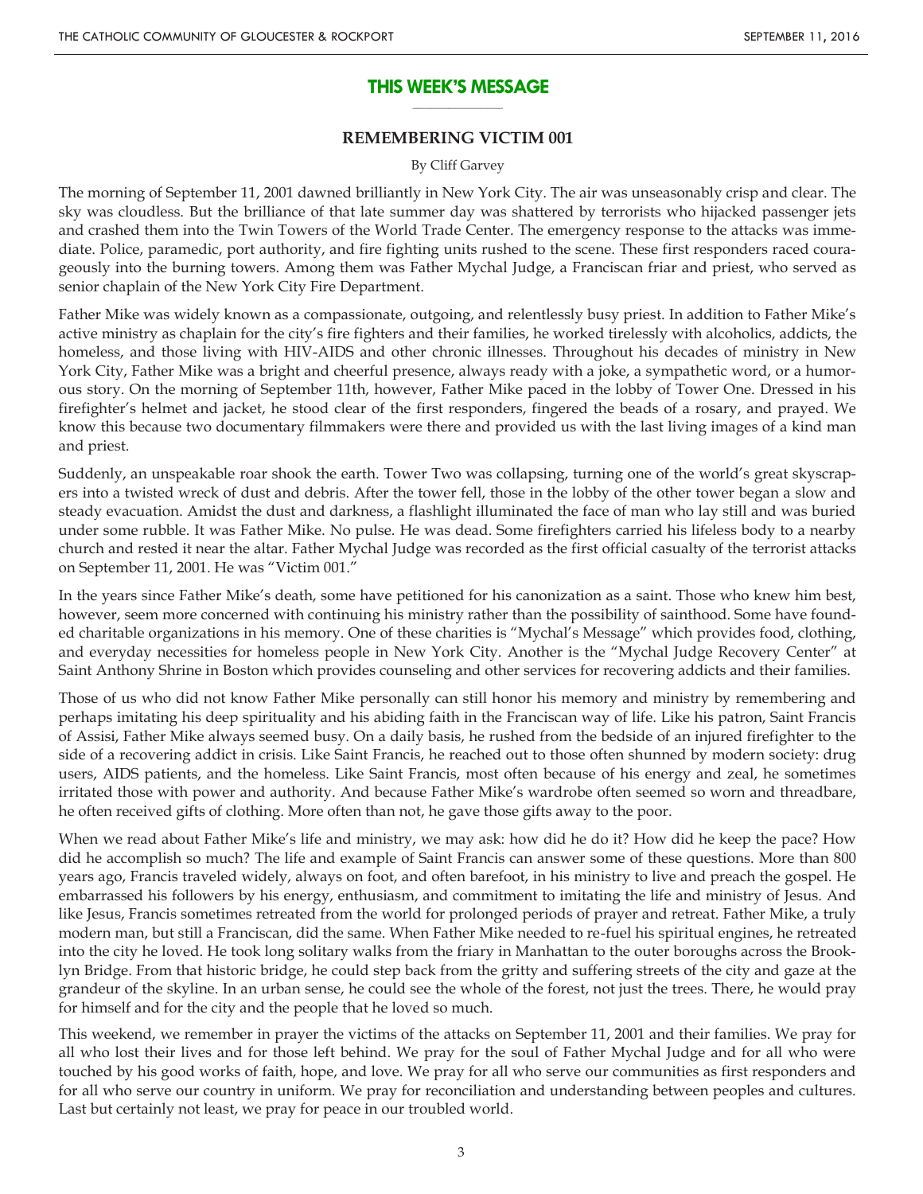## THIS WEEK'S MESSAGE

### REMEMBERING VICTIM 001

By Cliff Garvey

The morning of September 11, 2001 dawned brilliantly in New York City. The air was unseasonably crisp and clear. The sky was cloudless. But the brilliance of that late summer day was shattered by terrorists who hijacked passenger jets and crashed them into the Twin Towers of the World Trade Center. The emergency response to the attacks was immediate. Police, paramedic, port authority, and fire fighting units rushed to the scene. These first responders raced courageously into the burning towers. Among them was Father Mychal Judge, a Franciscan friar and priest, who served as senior chaplain of the New York City Fire Department.

Father Mike was widely known as a compassionate, outgoing, and relentlessly busy priest. In addition to Father Mike's active ministry as chaplain for the city's fire fighters and their families, he worked tirelessly with alcoholics, addicts, the homeless, and those living with HIV-AIDS and other chronic illnesses. Throughout his decades of ministry in New York City, Father Mike was a bright and cheerful presence, always ready with a joke, a sympathetic word, or a humorous story. On the morning of September 11th, however, Father Mike paced in the lobby of Tower One. Dressed in his firefighter's helmet and jacket, he stood clear of the first responders, fingered the beads of a rosary, and prayed. We know this because two documentary filmmakers were there and provided us with the last living images of a kind man and priest.

Suddenly, an unspeakable roar shook the earth. Tower Two was collapsing, turning one of the world's great skyscrapers into a twisted wreck of dust and debris. After the tower fell, those in the lobby of the other tower began a slow and steady evacuation. Amidst the dust and darkness, a flashlight illuminated the face of man who lay still and was buried under some rubble. It was Father Mike. No pulse. He was dead. Some firefighters carried his lifeless body to a nearby church and rested it near the altar. Father Mychal Judge was recorded as the first official casualty of the terrorist attacks on September 11, 2001. He was "Victim 001."

In the years since Father Mike's death, some have petitioned for his canonization as a saint. Those who knew him best, however, seem more concerned with continuing his ministry rather than the possibility of sainthood. Some have founded charitable organizations in his memory. One of these charities is "Mychal's Message" which provides food, clothing, and everyday necessities for homeless people in New York City. Another is the "Mychal Judge Recovery Center" at Saint Anthony Shrine in Boston which provides counseling and other services for recovering addicts and their families.

Those of us who did not know Father Mike personally can still honor his memory and ministry by remembering and perhaps imitating his deep spirituality and his abiding faith in the Franciscan way of life. Like his patron, Saint Francis of Assisi, Father Mike always seemed busy. On a daily basis, he rushed from the bedside of an injured firefighter to the side of a recovering addict in crisis. Like Saint Francis, he reached out to those often shunned by modern society: drug users, AIDS patients, and the homeless. Like Saint Francis, most often because of his energy and zeal, he sometimes irritated those with power and authority. And because Father Mike's wardrobe often seemed so worn and threadbare, he often received gifts of clothing. More often than not, he gave those gifts away to the poor.

When we read about Father Mike's life and ministry, we may ask: how did he do it? How did he keep the pace? How did he accomplish so much? The life and example of Saint Francis can answer some of these questions. More than 800 years ago, Francis traveled widely, always on foot, and often barefoot, in his ministry to live and preach the gospel. He embarrassed his followers by his energy, enthusiasm, and commitment to imitating the life and ministry of Jesus. And like Jesus, Francis sometimes retreated from the world for prolonged periods of prayer and retreat. Father Mike, a truly modern man, but still a Franciscan, did the same. When Father Mike needed to re-fuel his spiritual engines, he retreated into the city he loved. He took long solitary walks from the friary in Manhattan to the outer boroughs across the Brooklyn Bridge. From that historic bridge, he could step back from the gritty and suffering streets of the city and gaze at the grandeur of the skyline. In an urban sense, he could see the whole of the forest, not just the trees. There, he would pray for himself and for the city and the people that he loved so much.

This weekend, we remember in prayer the victims of the attacks on September 11, 2001 and their families. We pray for all who lost their lives and for those left behind. We pray for the soul of Father Mychal Judge and for all who were touched by his good works of faith, hope, and love. We pray for all who serve our communities as first responders and for all who serve our country in uniform. We pray for reconciliation and understanding between peoples and cultures. Last but certainly not least, we pray for peace in our troubled world.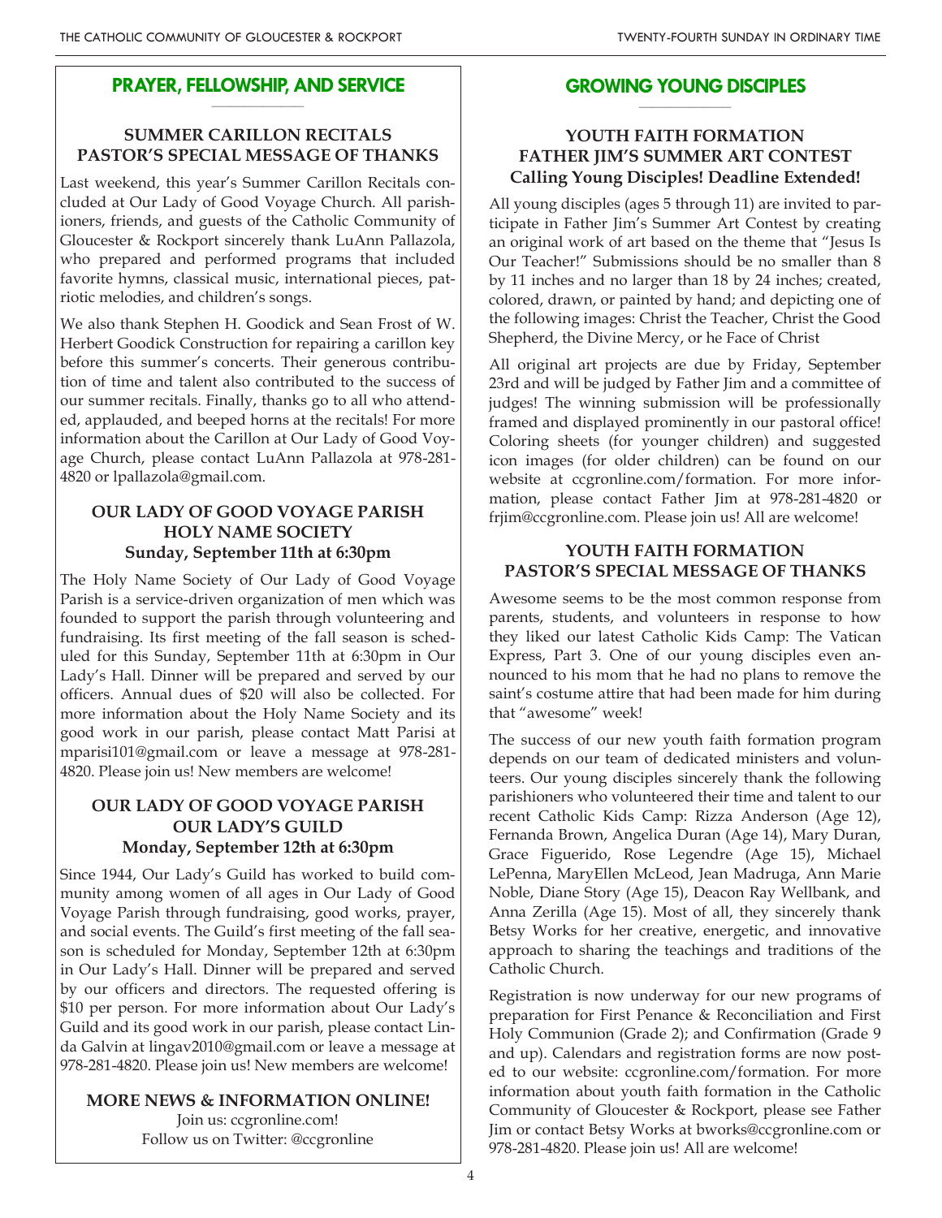## PRAYER, FELLOWSHIP, AND SERVICE

### SUMMER CARILLON RECITALS
### PASTOR'S SPECIAL MESSAGE OF THANKS

Last weekend, this year's Summer Carillon Recitals concluded at Our Lady of Good Voyage Church. All parishioners, friends, and guests of the Catholic Community of Gloucester & Rockport sincerely thank LuAnn Pallazola, who prepared and performed programs that included favorite hymns, classical music, international pieces, patriotic melodies, and children's songs.

We also thank Stephen H. Goodick and Sean Frost of W. Herbert Goodick Construction for repairing a carillon key before this summer's concerts. Their generous contribution of time and talent also contributed to the success of our summer recitals. Finally, thanks go to all who attended, applauded, and beeped horns at the recitals! For more information about the Carillon at Our Lady of Good Voyage Church, please contact LuAnn Pallazola at 978-281-4820 or lpallazola@gmail.com.

### OUR LADY OF GOOD VOYAGE PARISH
### HOLY NAME SOCIETY
**Sunday, September 11th at 6:30pm**

The Holy Name Society of Our Lady of Good Voyage Parish is a service-driven organization of men which was founded to support the parish through volunteering and fundraising. Its first meeting of the fall season is scheduled for this Sunday, September 11th at 6:30pm in Our Lady's Hall. Dinner will be prepared and served by our officers. Annual dues of $20 will also be collected. For more information about the Holy Name Society and its good work in our parish, please contact Matt Parisi at mparisi101@gmail.com or leave a message at 978-281-4820. Please join us! New members are welcome!

### OUR LADY OF GOOD VOYAGE PARISH
### OUR LADY'S GUILD
**Monday, September 12th at 6:30pm**

Since 1944, Our Lady's Guild has worked to build community among women of all ages in Our Lady of Good Voyage Parish through fundraising, good works, prayer, and social events. The Guild's first meeting of the fall season is scheduled for Monday, September 12th at 6:30pm in Our Lady's Hall. Dinner will be prepared and served by our officers and directors. The requested offering is $10 per person. For more information about Our Lady's Guild and its good work in our parish, please contact Linda Galvin at lingav2010@gmail.com or leave a message at 978-281-4820. Please join us! New members are welcome!

**MORE NEWS & INFORMATION ONLINE!**

Join us: ccgronline.com!
Follow us on Twitter: @ccgronline

## GROWING YOUNG DISCIPLES

### YOUTH FAITH FORMATION
### FATHER JIM'S SUMMER ART CONTEST
**Calling Young Disciples! Deadline Extended!**

All young disciples (ages 5 through 11) are invited to participate in Father Jim's Summer Art Contest by creating an original work of art based on the theme that "Jesus Is Our Teacher!" Submissions should be no smaller than 8 by 11 inches and no larger than 18 by 24 inches; created, colored, drawn, or painted by hand; and depicting one of the following images: Christ the Teacher, Christ the Good Shepherd, the Divine Mercy, or he Face of Christ

All original art projects are due by Friday, September 23rd and will be judged by Father Jim and a committee of judges! The winning submission will be professionally framed and displayed prominently in our pastoral office! Coloring sheets (for younger children) and suggested icon images (for older children) can be found on our website at ccgronline.com/formation. For more information, please contact Father Jim at 978-281-4820 or frjim@ccgronline.com. Please join us! All are welcome!

### YOUTH FAITH FORMATION
### PASTOR'S SPECIAL MESSAGE OF THANKS

Awesome seems to be the most common response from parents, students, and volunteers in response to how they liked our latest Catholic Kids Camp: The Vatican Express, Part 3. One of our young disciples even announced to his mom that he had no plans to remove the saint's costume attire that had been made for him during that "awesome" week!

The success of our new youth faith formation program depends on our team of dedicated ministers and volunteers. Our young disciples sincerely thank the following parishioners who volunteered their time and talent to our recent Catholic Kids Camp: Rizza Anderson (Age 12), Fernanda Brown, Angelica Duran (Age 14), Mary Duran, Grace Figuerido, Rose Legendre (Age 15), Michael LePenna, MaryEllen McLeod, Jean Madruga, Ann Marie Noble, Diane Story (Age 15), Deacon Ray Wellbank, and Anna Zerilla (Age 15). Most of all, they sincerely thank Betsy Works for her creative, energetic, and innovative approach to sharing the teachings and traditions of the Catholic Church.

Registration is now underway for our new programs of preparation for First Penance & Reconciliation and First Holy Communion (Grade 2); and Confirmation (Grade 9 and up). Calendars and registration forms are now posted to our website: ccgronline.com/formation. For more information about youth faith formation in the Catholic Community of Gloucester & Rockport, please see Father Jim or contact Betsy Works at bworks@ccgronline.com or 978-281-4820. Please join us! All are welcome!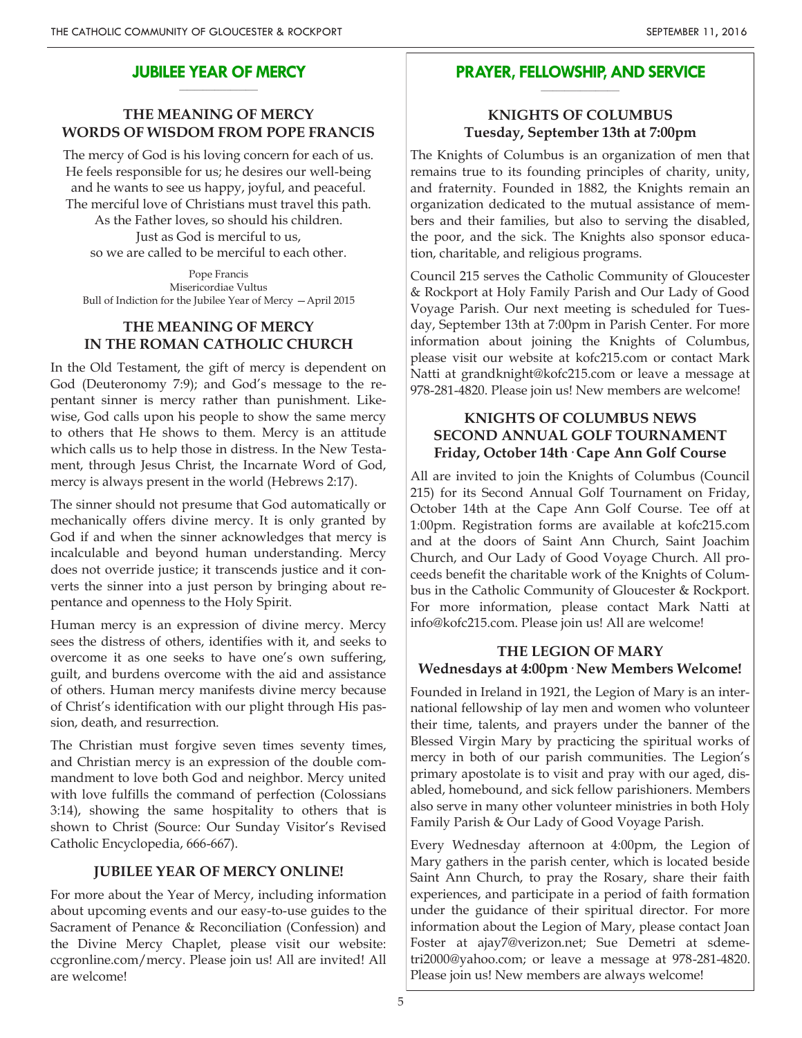## JUBILEE YEAR OF MERCY

### THE MEANING OF MERCY WORDS OF WISDOM FROM POPE FRANCIS

The mercy of God is his loving concern for each of us.
He feels responsible for us; he desires our well-being
and he wants to see us happy, joyful, and peaceful.
The merciful love of Christians must travel this path.
As the Father loves, so should his children.
Just as God is merciful to us,
so we are called to be merciful to each other.

Pope Francis
Misericordiae Vultus
Bull of Indiction for the Jubilee Year of Mercy —April 2015

### THE MEANING OF MERCY IN THE ROMAN CATHOLIC CHURCH

In the Old Testament, the gift of mercy is dependent on God (Deuteronomy 7:9); and God's message to the repentant sinner is mercy rather than punishment. Likewise, God calls upon his people to show the same mercy to others that He shows to them. Mercy is an attitude which calls us to help those in distress. In the New Testament, through Jesus Christ, the Incarnate Word of God, mercy is always present in the world (Hebrews 2:17).

The sinner should not presume that God automatically or mechanically offers divine mercy. It is only granted by God if and when the sinner acknowledges that mercy is incalculable and beyond human understanding. Mercy does not override justice; it transcends justice and it converts the sinner into a just person by bringing about repentance and openness to the Holy Spirit.

Human mercy is an expression of divine mercy. Mercy sees the distress of others, identifies with it, and seeks to overcome it as one seeks to have one's own suffering, guilt, and burdens overcome with the aid and assistance of others. Human mercy manifests divine mercy because of Christ's identification with our plight through His passion, death, and resurrection.

The Christian must forgive seven times seventy times, and Christian mercy is an expression of the double commandment to love both God and neighbor. Mercy united with love fulfills the command of perfection (Colossians 3:14), showing the same hospitality to others that is shown to Christ (Source: Our Sunday Visitor's Revised Catholic Encyclopedia, 666-667).

### JUBILEE YEAR OF MERCY ONLINE!

For more about the Year of Mercy, including information about upcoming events and our easy-to-use guides to the Sacrament of Penance & Reconciliation (Confession) and the Divine Mercy Chaplet, please visit our website: ccgronline.com/mercy. Please join us! All are invited! All are welcome!

## PRAYER, FELLOWSHIP, AND SERVICE

### KNIGHTS OF COLUMBUS Tuesday, September 13th at 7:00pm

The Knights of Columbus is an organization of men that remains true to its founding principles of charity, unity, and fraternity. Founded in 1882, the Knights remain an organization dedicated to the mutual assistance of members and their families, but also to serving the disabled, the poor, and the sick. The Knights also sponsor education, charitable, and religious programs.

Council 215 serves the Catholic Community of Gloucester & Rockport at Holy Family Parish and Our Lady of Good Voyage Parish. Our next meeting is scheduled for Tuesday, September 13th at 7:00pm in Parish Center. For more information about joining the Knights of Columbus, please visit our website at kofc215.com or contact Mark Natti at grandknight@kofc215.com or leave a message at 978-281-4820. Please join us! New members are welcome!

### KNIGHTS OF COLUMBUS NEWS SECOND ANNUAL GOLF TOURNAMENT Friday, October 14th · Cape Ann Golf Course

All are invited to join the Knights of Columbus (Council 215) for its Second Annual Golf Tournament on Friday, October 14th at the Cape Ann Golf Course. Tee off at 1:00pm. Registration forms are available at kofc215.com and at the doors of Saint Ann Church, Saint Joachim Church, and Our Lady of Good Voyage Church. All proceeds benefit the charitable work of the Knights of Columbus in the Catholic Community of Gloucester & Rockport. For more information, please contact Mark Natti at info@kofc215.com. Please join us! All are welcome!

### THE LEGION OF MARY Wednesdays at 4:00pm · New Members Welcome!

Founded in Ireland in 1921, the Legion of Mary is an international fellowship of lay men and women who volunteer their time, talents, and prayers under the banner of the Blessed Virgin Mary by practicing the spiritual works of mercy in both of our parish communities. The Legion's primary apostolate is to visit and pray with our aged, disabled, homebound, and sick fellow parishioners. Members also serve in many other volunteer ministries in both Holy Family Parish & Our Lady of Good Voyage Parish.

Every Wednesday afternoon at 4:00pm, the Legion of Mary gathers in the parish center, which is located beside Saint Ann Church, to pray the Rosary, share their faith experiences, and participate in a period of faith formation under the guidance of their spiritual director. For more information about the Legion of Mary, please contact Joan Foster at ajay7@verizon.net; Sue Demetri at sdemetri2000@yahoo.com; or leave a message at 978-281-4820. Please join us! New members are always welcome!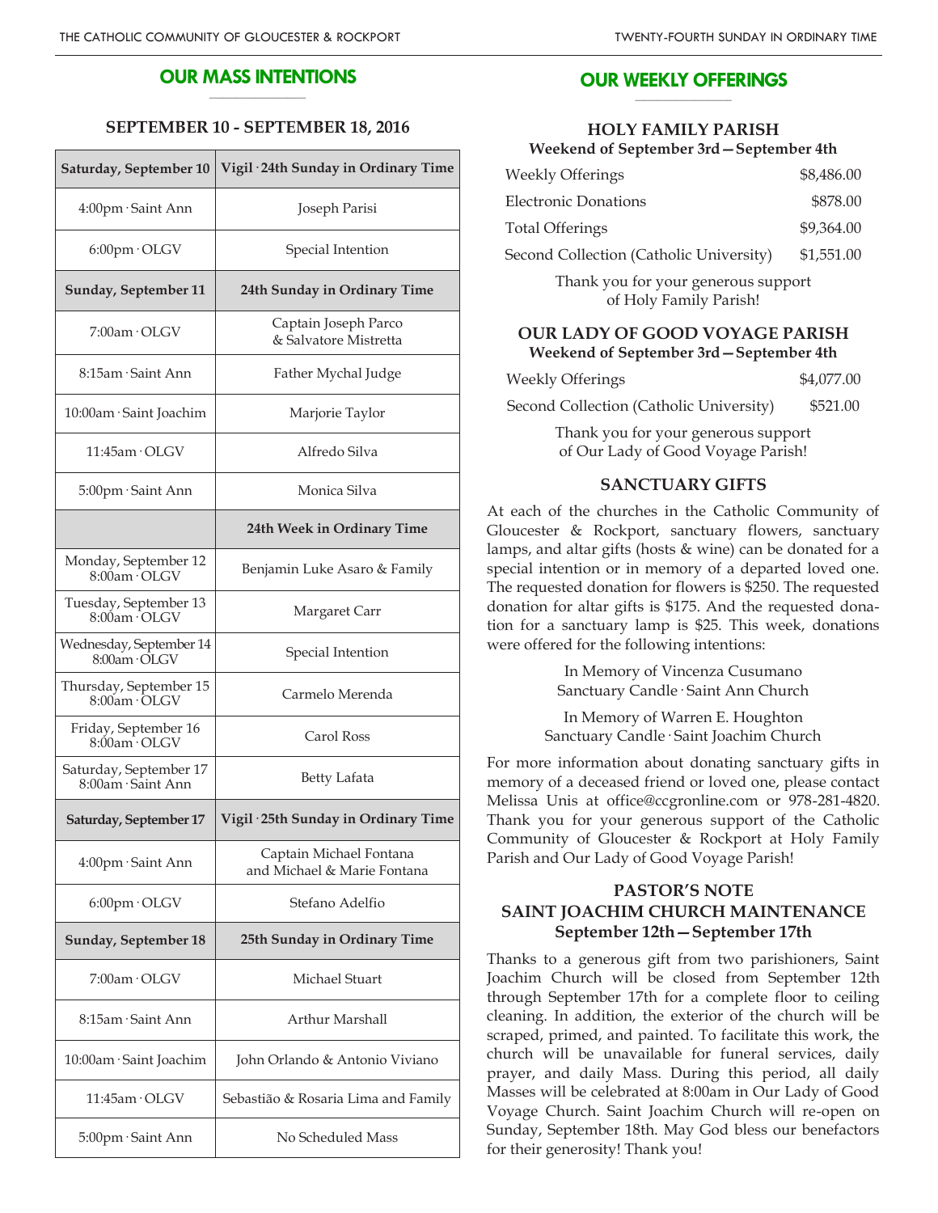## OUR MASS INTENTIONS

### SEPTEMBER 10 - SEPTEMBER 18, 2016

| Saturday, September 10 | Vigil · 24th Sunday in Ordinary Time |
|---|---|
| 4:00pm · Saint Ann | Joseph Parisi |
| 6:00pm · OLGV | Special Intention |
| **Sunday, September 11** | **24th Sunday in Ordinary Time** |
| 7:00am · OLGV | Captain Joseph Parco & Salvatore Mistretta |
| 8:15am · Saint Ann | Father Mychal Judge |
| 10:00am · Saint Joachim | Marjorie Taylor |
| 11:45am · OLGV | Alfredo Silva |
| 5:00pm · Saint Ann | Monica Silva |
| | **24th Week in Ordinary Time** |
| Monday, September 12 8:00am · OLGV | Benjamin Luke Asaro & Family |
| Tuesday, September 13 8:00am · OLGV | Margaret Carr |
| Wednesday, September 14 8:00am · OLGV | Special Intention |
| Thursday, September 15 8:00am · OLGV | Carmelo Merenda |
| Friday, September 16 8:00am · OLGV | Carol Ross |
| Saturday, September 17 8:00am · Saint Ann | Betty Lafata |
| **Saturday, September 17** | **Vigil · 25th Sunday in Ordinary Time** |
| 4:00pm · Saint Ann | Captain Michael Fontana and Michael & Marie Fontana |
| 6:00pm · OLGV | Stefano Adelfio |
| **Sunday, September 18** | **25th Sunday in Ordinary Time** |
| 7:00am · OLGV | Michael Stuart |
| 8:15am · Saint Ann | Arthur Marshall |
| 10:00am · Saint Joachim | John Orlando & Antonio Viviano |
| 11:45am · OLGV | Sebastião & Rosaria Lima and Family |
| 5:00pm · Saint Ann | No Scheduled Mass |

## OUR WEEKLY OFFERINGS

### HOLY FAMILY PARISH
**Weekend of September 3rd—September 4th**

| | |
|---|---|
| Weekly Offerings | $8,486.00 |
| Electronic Donations | $878.00 |
| Total Offerings | $9,364.00 |
| Second Collection (Catholic University) | $1,551.00 |

Thank you for your generous support of Holy Family Parish!

### OUR LADY OF GOOD VOYAGE PARISH
**Weekend of September 3rd—September 4th**

| | |
|---|---|
| Weekly Offerings | $4,077.00 |
| Second Collection (Catholic University) | $521.00 |

Thank you for your generous support of Our Lady of Good Voyage Parish!

### SANCTUARY GIFTS

At each of the churches in the Catholic Community of Gloucester & Rockport, sanctuary flowers, sanctuary lamps, and altar gifts (hosts & wine) can be donated for a special intention or in memory of a departed loved one. The requested donation for flowers is $250. The requested donation for altar gifts is $175. And the requested donation for a sanctuary lamp is $25. This week, donations were offered for the following intentions:

In Memory of Vincenza Cusumano
Sanctuary Candle · Saint Ann Church

In Memory of Warren E. Houghton
Sanctuary Candle · Saint Joachim Church

For more information about donating sanctuary gifts in memory of a deceased friend or loved one, please contact Melissa Unis at office@ccgronline.com or 978-281-4820. Thank you for your generous support of the Catholic Community of Gloucester & Rockport at Holy Family Parish and Our Lady of Good Voyage Parish!

### PASTOR'S NOTE
### SAINT JOACHIM CHURCH MAINTENANCE
**September 12th—September 17th**

Thanks to a generous gift from two parishioners, Saint Joachim Church will be closed from September 12th through September 17th for a complete floor to ceiling cleaning. In addition, the exterior of the church will be scraped, primed, and painted. To facilitate this work, the church will be unavailable for funeral services, daily prayer, and daily Mass. During this period, all daily Masses will be celebrated at 8:00am in Our Lady of Good Voyage Church. Saint Joachim Church will re-open on Sunday, September 18th. May God bless our benefactors for their generosity! Thank you!